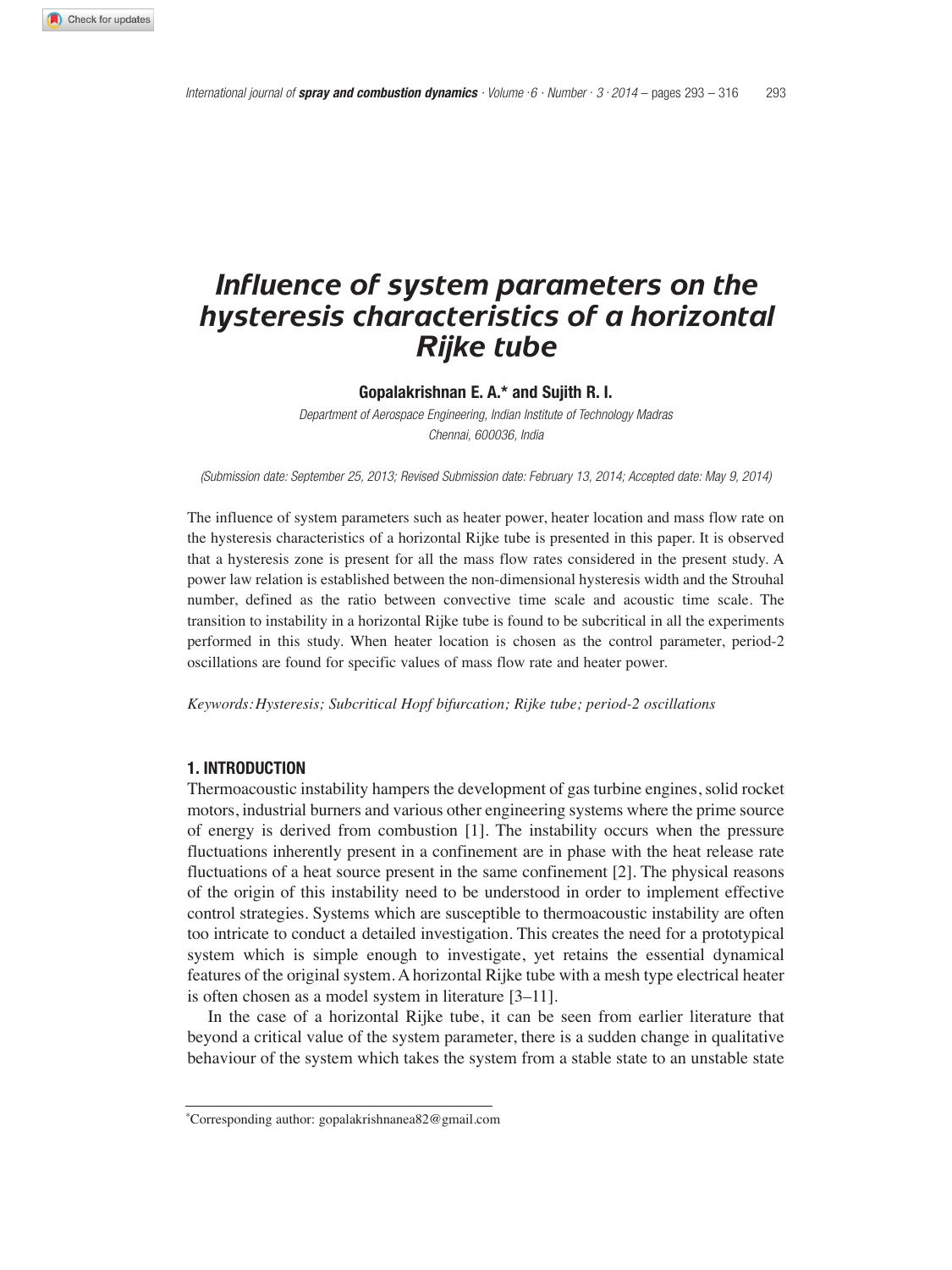# Influence of system parameters on the hysteresis characteristics of a horizontal Rijke tube

**Gopalakrishnan E. A.\* and Sujith R. I.**

*Department of Aerospace Engineering, Indian Institute of Technology Madras*
*Chennai, 600036, India*

*(Submission date: September 25, 2013; Revised Submission date: February 13, 2014; Accepted date: May 9, 2014)*

The influence of system parameters such as heater power, heater location and mass flow rate on the hysteresis characteristics of a horizontal Rijke tube is presented in this paper. It is observed that a hysteresis zone is present for all the mass flow rates considered in the present study. A power law relation is established between the non-dimensional hysteresis width and the Strouhal number, defined as the ratio between convective time scale and acoustic time scale. The transition to instability in a horizontal Rijke tube is found to be subcritical in all the experiments performed in this study. When heater location is chosen as the control parameter, period-2 oscillations are found for specific values of mass flow rate and heater power.

*Keywords: Hysteresis; Subcritical Hopf bifurcation; Rijke tube; period-2 oscillations*

## 1. INTRODUCTION

Thermoacoustic instability hampers the development of gas turbine engines, solid rocket motors, industrial burners and various other engineering systems where the prime source of energy is derived from combustion [1]. The instability occurs when the pressure fluctuations inherently present in a confinement are in phase with the heat release rate fluctuations of a heat source present in the same confinement [2]. The physical reasons of the origin of this instability need to be understood in order to implement effective control strategies. Systems which are susceptible to thermoacoustic instability are often too intricate to conduct a detailed investigation. This creates the need for a prototypical system which is simple enough to investigate, yet retains the essential dynamical features of the original system. A horizontal Rijke tube with a mesh type electrical heater is often chosen as a model system in literature [3–11].

In the case of a horizontal Rijke tube, it can be seen from earlier literature that beyond a critical value of the system parameter, there is a sudden change in qualitative behaviour of the system which takes the system from a stable state to an unstable state

\*Corresponding author: gopalakrishnanea82@gmail.com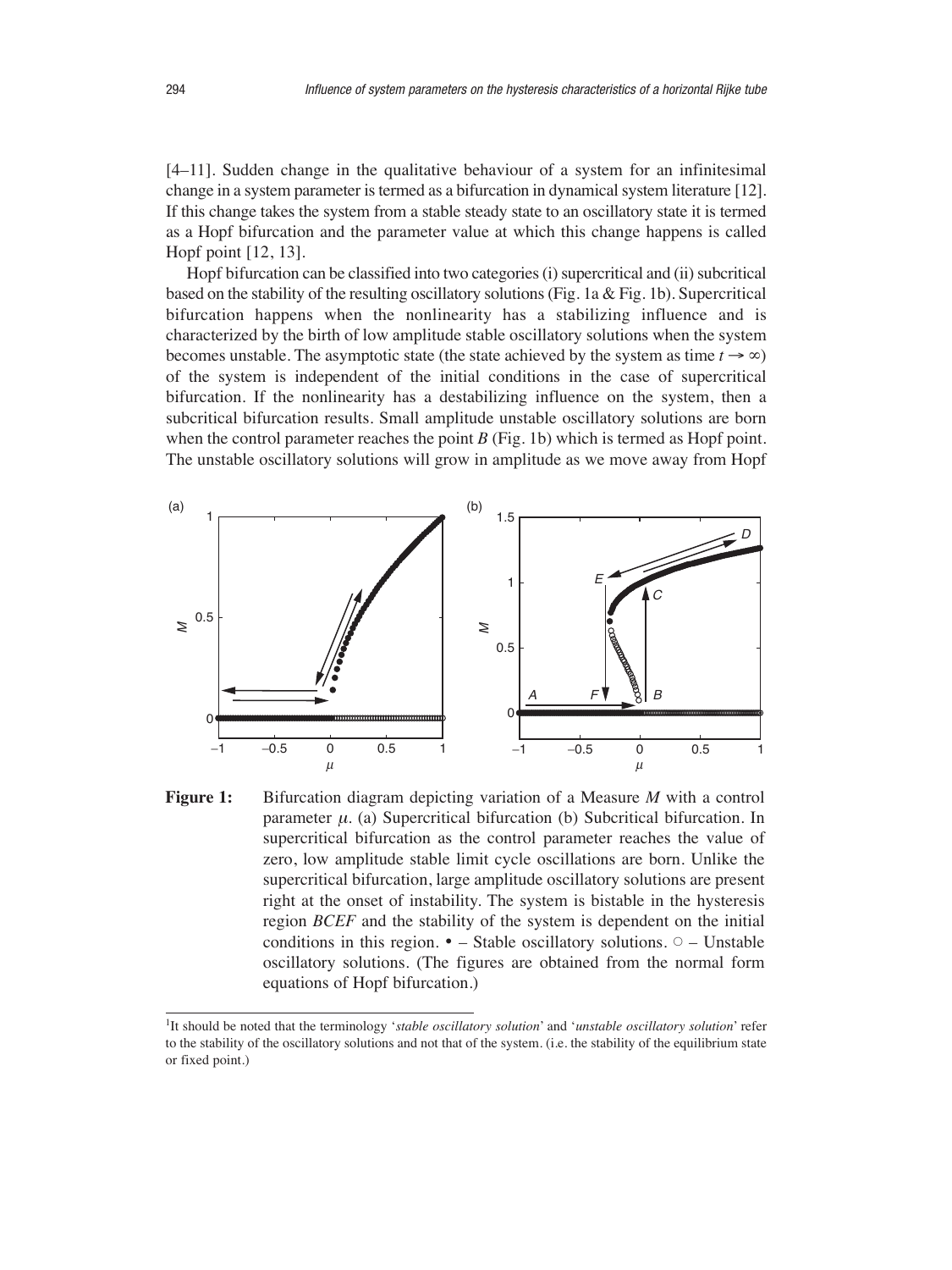[4–11]. Sudden change in the qualitative behaviour of a system for an infinitesimal change in a system parameter is termed as a bifurcation in dynamical system literature [12]. If this change takes the system from a stable steady state to an oscillatory state it is termed as a Hopf bifurcation and the parameter value at which this change happens is called Hopf point [12, 13].

Hopf bifurcation can be classified into two categories (i) supercritical and (ii) subcritical based on the stability of the resulting oscillatory solutions (Fig. 1a & Fig. 1b). Supercritical bifurcation happens when the nonlinearity has a stabilizing influence and is characterized by the birth of low amplitude stable oscillatory solutions when the system becomes unstable. The asymptotic state (the state achieved by the system as time $t \to \infty$) of the system is independent of the initial conditions in the case of supercritical bifurcation. If the nonlinearity has a destabilizing influence on the system, then a subcritical bifurcation results. Small amplitude unstable oscillatory solutions are born when the control parameter reaches the point *B* (Fig. 1b) which is termed as Hopf point. The unstable oscillatory solutions will grow in amplitude as we move away from Hopf

**Figure 1:** Bifurcation diagram depicting variation of a Measure $M$ with a control parameter $\mu$. (a) Supercritical bifurcation (b) Subcritical bifurcation. In supercritical bifurcation as the control parameter reaches the value of zero, low amplitude stable limit cycle oscillations are born. Unlike the supercritical bifurcation, large amplitude oscillatory solutions are present right at the onset of instability. The system is bistable in the hysteresis region *BCEF* and the stability of the system is dependent on the initial conditions in this region. • – Stable oscillatory solutions. ○ – Unstable oscillatory solutions. (The figures are obtained from the normal form equations of Hopf bifurcation.)

[1]It should be noted that the terminology '*stable oscillatory solution*' and '*unstable oscillatory solution*' refer to the stability of the oscillatory solutions and not that of the system. (i.e. the stability of the equilibrium state or fixed point.)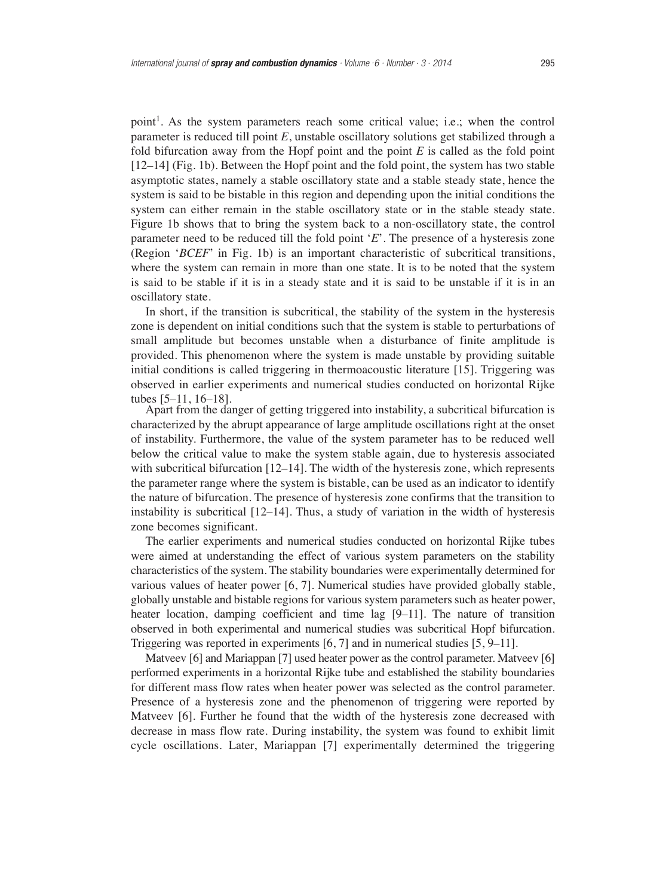point[1]. As the system parameters reach some critical value; i.e.; when the control parameter is reduced till point *E*, unstable oscillatory solutions get stabilized through a fold bifurcation away from the Hopf point and the point *E* is called as the fold point [12–14] (Fig. 1b). Between the Hopf point and the fold point, the system has two stable asymptotic states, namely a stable oscillatory state and a stable steady state, hence the system is said to be bistable in this region and depending upon the initial conditions the system can either remain in the stable oscillatory state or in the stable steady state. Figure 1b shows that to bring the system back to a non-oscillatory state, the control parameter need to be reduced till the fold point '*E*'. The presence of a hysteresis zone (Region '*BCEF*' in Fig. 1b) is an important characteristic of subcritical transitions, where the system can remain in more than one state. It is to be noted that the system is said to be stable if it is in a steady state and it is said to be unstable if it is in an oscillatory state.

In short, if the transition is subcritical, the stability of the system in the hysteresis zone is dependent on initial conditions such that the system is stable to perturbations of small amplitude but becomes unstable when a disturbance of finite amplitude is provided. This phenomenon where the system is made unstable by providing suitable initial conditions is called triggering in thermoacoustic literature [15]. Triggering was observed in earlier experiments and numerical studies conducted on horizontal Rijke tubes [5–11, 16–18].

Apart from the danger of getting triggered into instability, a subcritical bifurcation is characterized by the abrupt appearance of large amplitude oscillations right at the onset of instability. Furthermore, the value of the system parameter has to be reduced well below the critical value to make the system stable again, due to hysteresis associated with subcritical bifurcation [12–14]. The width of the hysteresis zone, which represents the parameter range where the system is bistable, can be used as an indicator to identify the nature of bifurcation. The presence of hysteresis zone confirms that the transition to instability is subcritical [12–14]. Thus, a study of variation in the width of hysteresis zone becomes significant.

The earlier experiments and numerical studies conducted on horizontal Rijke tubes were aimed at understanding the effect of various system parameters on the stability characteristics of the system. The stability boundaries were experimentally determined for various values of heater power [6, 7]. Numerical studies have provided globally stable, globally unstable and bistable regions for various system parameters such as heater power, heater location, damping coefficient and time lag [9–11]. The nature of transition observed in both experimental and numerical studies was subcritical Hopf bifurcation. Triggering was reported in experiments [6, 7] and in numerical studies [5, 9–11].

Matveev [6] and Mariappan [7] used heater power as the control parameter. Matveev [6] performed experiments in a horizontal Rijke tube and established the stability boundaries for different mass flow rates when heater power was selected as the control parameter. Presence of a hysteresis zone and the phenomenon of triggering were reported by Matveev [6]. Further he found that the width of the hysteresis zone decreased with decrease in mass flow rate. During instability, the system was found to exhibit limit cycle oscillations. Later, Mariappan [7] experimentally determined the triggering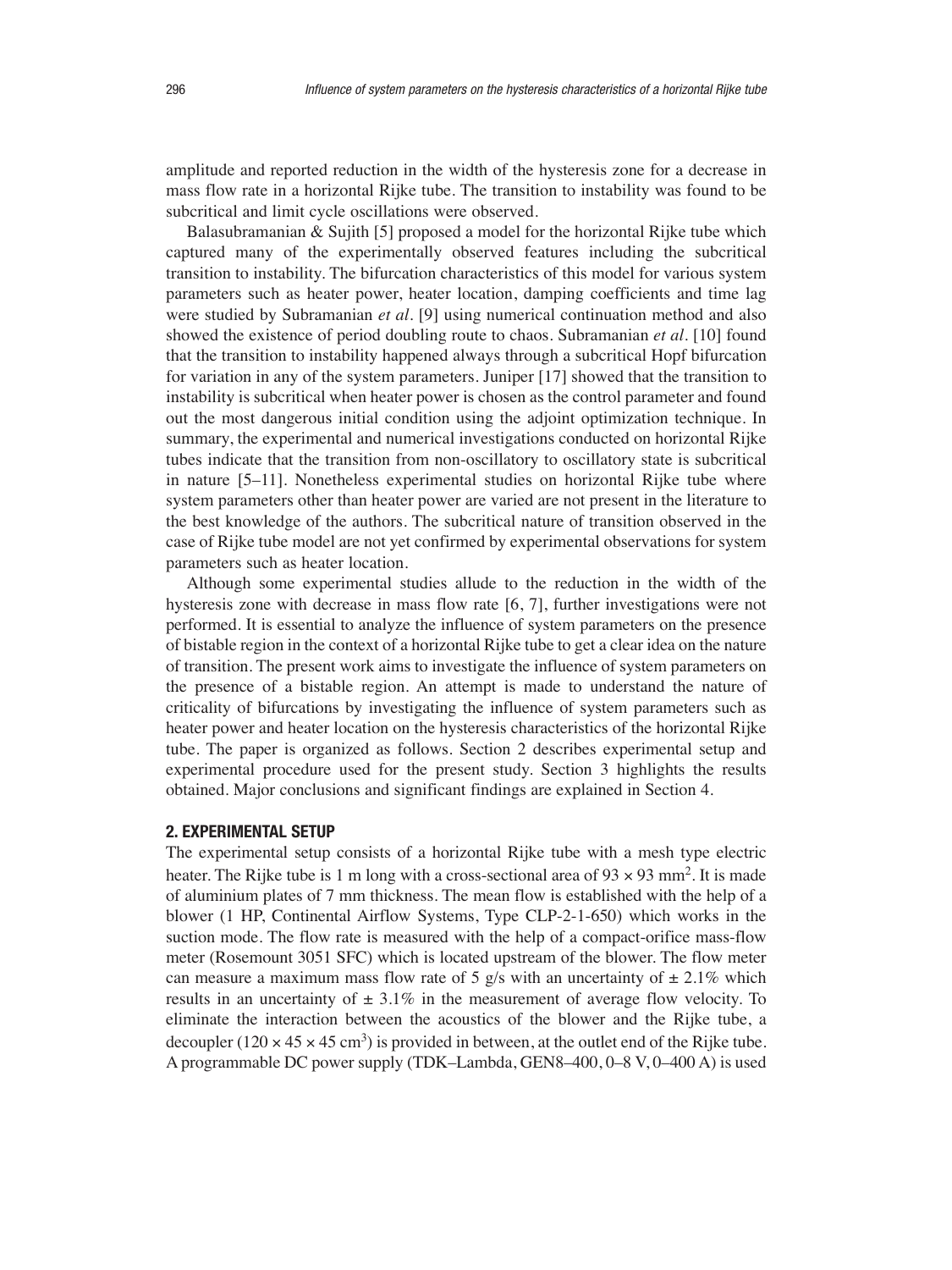amplitude and reported reduction in the width of the hysteresis zone for a decrease in mass flow rate in a horizontal Rijke tube. The transition to instability was found to be subcritical and limit cycle oscillations were observed.

Balasubramanian & Sujith [5] proposed a model for the horizontal Rijke tube which captured many of the experimentally observed features including the subcritical transition to instability. The bifurcation characteristics of this model for various system parameters such as heater power, heater location, damping coefficients and time lag were studied by Subramanian *et al*. [9] using numerical continuation method and also showed the existence of period doubling route to chaos. Subramanian *et al*. [10] found that the transition to instability happened always through a subcritical Hopf bifurcation for variation in any of the system parameters. Juniper [17] showed that the transition to instability is subcritical when heater power is chosen as the control parameter and found out the most dangerous initial condition using the adjoint optimization technique. In summary, the experimental and numerical investigations conducted on horizontal Rijke tubes indicate that the transition from non-oscillatory to oscillatory state is subcritical in nature [5–11]. Nonetheless experimental studies on horizontal Rijke tube where system parameters other than heater power are varied are not present in the literature to the best knowledge of the authors. The subcritical nature of transition observed in the case of Rijke tube model are not yet confirmed by experimental observations for system parameters such as heater location.

Although some experimental studies allude to the reduction in the width of the hysteresis zone with decrease in mass flow rate [6, 7], further investigations were not performed. It is essential to analyze the influence of system parameters on the presence of bistable region in the context of a horizontal Rijke tube to get a clear idea on the nature of transition. The present work aims to investigate the influence of system parameters on the presence of a bistable region. An attempt is made to understand the nature of criticality of bifurcations by investigating the influence of system parameters such as heater power and heater location on the hysteresis characteristics of the horizontal Rijke tube. The paper is organized as follows. Section 2 describes experimental setup and experimental procedure used for the present study. Section 3 highlights the results obtained. Major conclusions and significant findings are explained in Section 4.

## 2. EXPERIMENTAL SETUP

The experimental setup consists of a horizontal Rijke tube with a mesh type electric heater. The Rijke tube is 1 m long with a cross-sectional area of $93 \times 93$ mm$^2$. It is made of aluminium plates of 7 mm thickness. The mean flow is established with the help of a blower (1 HP, Continental Airflow Systems, Type CLP-2-1-650) which works in the suction mode. The flow rate is measured with the help of a compact-orifice mass-flow meter (Rosemount 3051 SFC) which is located upstream of the blower. The flow meter can measure a maximum mass flow rate of 5 g/s with an uncertainty of $\pm$ 2.1% which results in an uncertainty of $\pm$ 3.1% in the measurement of average flow velocity. To eliminate the interaction between the acoustics of the blower and the Rijke tube, a decoupler ($120 \times 45 \times 45$ cm$^3$) is provided in between, at the outlet end of the Rijke tube. A programmable DC power supply (TDK–Lambda, GEN8–400, 0–8 V, 0–400 A) is used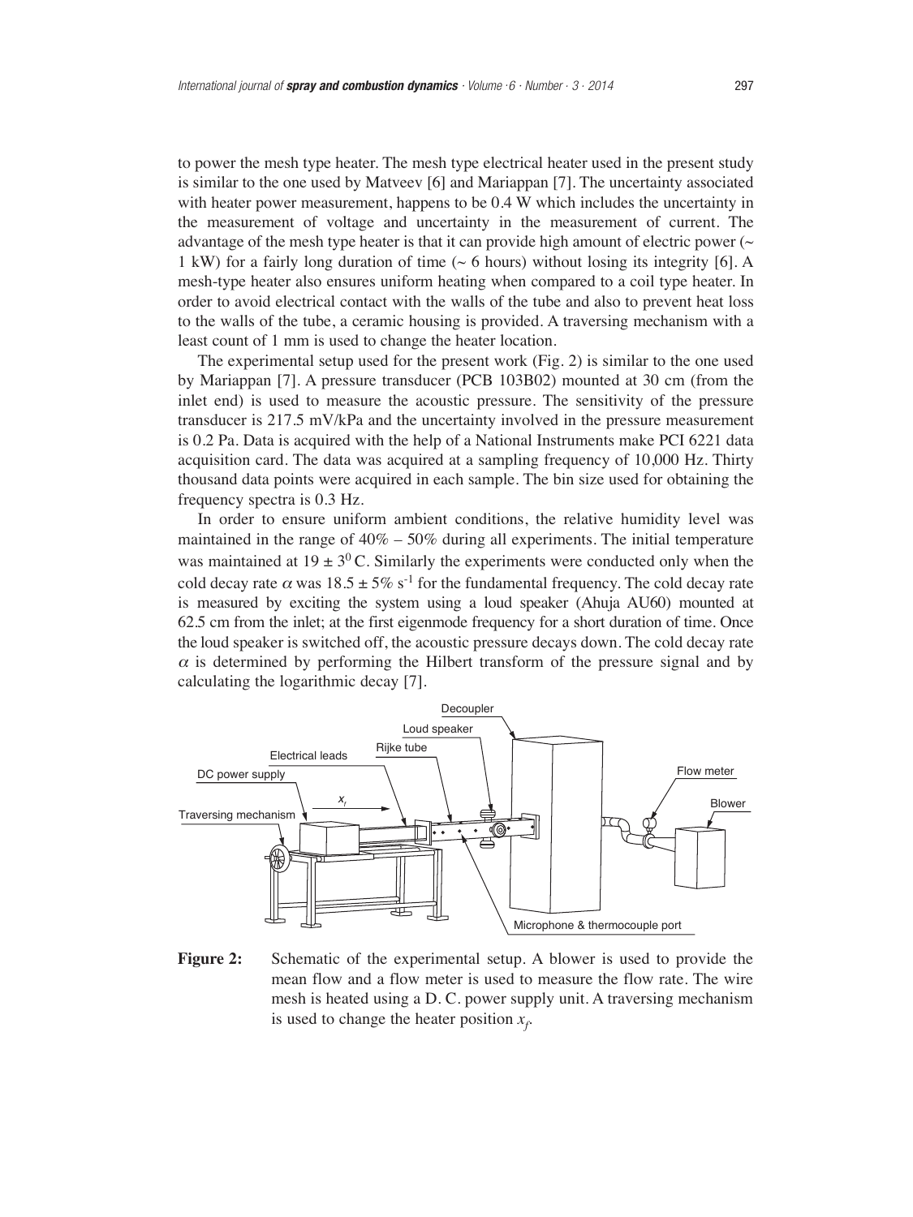to power the mesh type heater. The mesh type electrical heater used in the present study is similar to the one used by Matveev [6] and Mariappan [7]. The uncertainty associated with heater power measurement, happens to be 0.4 W which includes the uncertainty in the measurement of voltage and uncertainty in the measurement of current. The advantage of the mesh type heater is that it can provide high amount of electric power (~ 1 kW) for a fairly long duration of time (~ 6 hours) without losing its integrity [6]. A mesh-type heater also ensures uniform heating when compared to a coil type heater. In order to avoid electrical contact with the walls of the tube and also to prevent heat loss to the walls of the tube, a ceramic housing is provided. A traversing mechanism with a least count of 1 mm is used to change the heater location.

The experimental setup used for the present work (Fig. 2) is similar to the one used by Mariappan [7]. A pressure transducer (PCB 103B02) mounted at 30 cm (from the inlet end) is used to measure the acoustic pressure. The sensitivity of the pressure transducer is 217.5 mV/kPa and the uncertainty involved in the pressure measurement is 0.2 Pa. Data is acquired with the help of a National Instruments make PCI 6221 data acquisition card. The data was acquired at a sampling frequency of 10,000 Hz. Thirty thousand data points were acquired in each sample. The bin size used for obtaining the frequency spectra is 0.3 Hz.

In order to ensure uniform ambient conditions, the relative humidity level was maintained in the range of 40% – 50% during all experiments. The initial temperature was maintained at $19 \pm 3^0$ C. Similarly the experiments were conducted only when the cold decay rate $\alpha$ was $18.5 \pm 5\%$ $s^{-1}$ for the fundamental frequency. The cold decay rate is measured by exciting the system using a loud speaker (Ahuja AU60) mounted at 62.5 cm from the inlet; at the first eigenmode frequency for a short duration of time. Once the loud speaker is switched off, the acoustic pressure decays down. The cold decay rate $\alpha$ is determined by performing the Hilbert transform of the pressure signal and by calculating the logarithmic decay [7].

**Figure 2:** Schematic of the experimental setup. A blower is used to provide the mean flow and a flow meter is used to measure the flow rate. The wire mesh is heated using a D. C. power supply unit. A traversing mechanism is used to change the heater position $x_f$.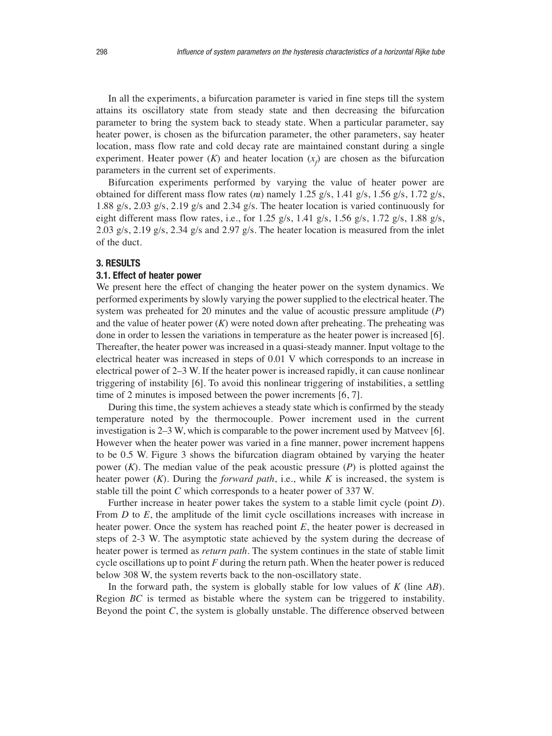In all the experiments, a bifurcation parameter is varied in fine steps till the system attains its oscillatory state from steady state and then decreasing the bifurcation parameter to bring the system back to steady state. When a particular parameter, say heater power, is chosen as the bifurcation parameter, the other parameters, say heater location, mass flow rate and cold decay rate are maintained constant during a single experiment. Heater power ($K$) and heater location ($x_f$) are chosen as the bifurcation parameters in the current set of experiments.

Bifurcation experiments performed by varying the value of heater power are obtained for different mass flow rates ($m$) namely 1.25 g/s, 1.41 g/s, 1.56 g/s, 1.72 g/s, 1.88 g/s, 2.03 g/s, 2.19 g/s and 2.34 g/s. The heater location is varied continuously for eight different mass flow rates, i.e., for 1.25 g/s, 1.41 g/s, 1.56 g/s, 1.72 g/s, 1.88 g/s, 2.03 g/s, 2.19 g/s, 2.34 g/s and 2.97 g/s. The heater location is measured from the inlet of the duct.

## 3. RESULTS

### 3.1. Effect of heater power

We present here the effect of changing the heater power on the system dynamics. We performed experiments by slowly varying the power supplied to the electrical heater. The system was preheated for 20 minutes and the value of acoustic pressure amplitude ($P$) and the value of heater power ($K$) were noted down after preheating. The preheating was done in order to lessen the variations in temperature as the heater power is increased [6]. Thereafter, the heater power was increased in a quasi-steady manner. Input voltage to the electrical heater was increased in steps of 0.01 V which corresponds to an increase in electrical power of 2–3 W. If the heater power is increased rapidly, it can cause nonlinear triggering of instability [6]. To avoid this nonlinear triggering of instabilities, a settling time of 2 minutes is imposed between the power increments [6, 7].

During this time, the system achieves a steady state which is confirmed by the steady temperature noted by the thermocouple. Power increment used in the current investigation is 2–3 W, which is comparable to the power increment used by Matveev [6]. However when the heater power was varied in a fine manner, power increment happens to be 0.5 W. Figure 3 shows the bifurcation diagram obtained by varying the heater power ($K$). The median value of the peak acoustic pressure ($P$) is plotted against the heater power ($K$). During the *forward path*, i.e., while $K$ is increased, the system is stable till the point $C$ which corresponds to a heater power of 337 W.

Further increase in heater power takes the system to a stable limit cycle (point $D$). From $D$ to $E$, the amplitude of the limit cycle oscillations increases with increase in heater power. Once the system has reached point $E$, the heater power is decreased in steps of 2-3 W. The asymptotic state achieved by the system during the decrease of heater power is termed as *return path*. The system continues in the state of stable limit cycle oscillations up to point $F$ during the return path. When the heater power is reduced below 308 W, the system reverts back to the non-oscillatory state.

In the forward path, the system is globally stable for low values of $K$ (line $AB$). Region $BC$ is termed as bistable where the system can be triggered to instability. Beyond the point $C$, the system is globally unstable. The difference observed between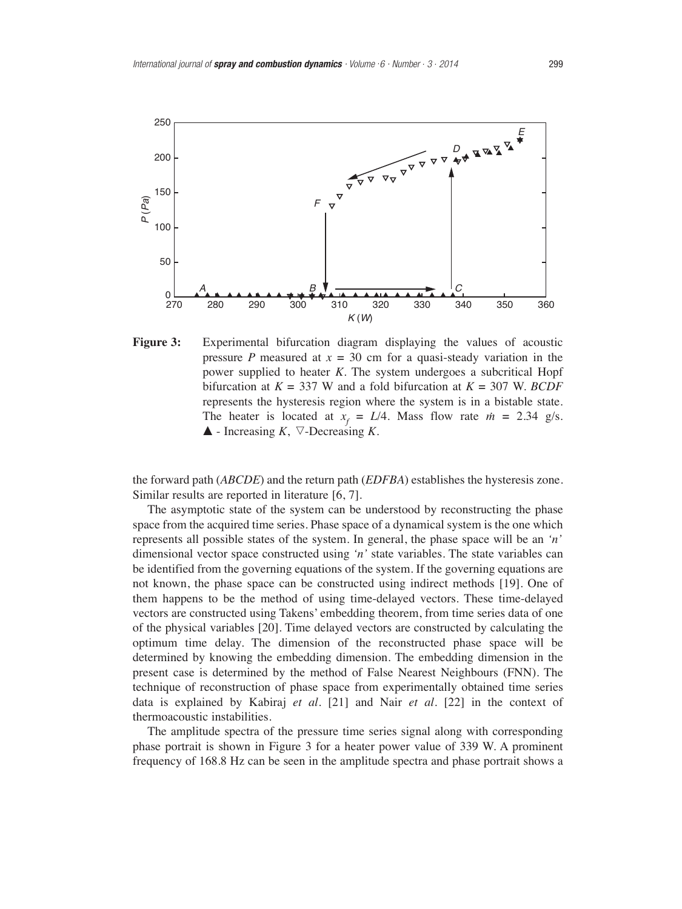**Figure 3:** Experimental bifurcation diagram displaying the values of acoustic pressure $P$ measured at $x = 30$ cm for a quasi-steady variation in the power supplied to heater $K$. The system undergoes a subcritical Hopf bifurcation at $K = 337$ W and a fold bifurcation at $K = 307$ W. *BCDF* represents the hysteresis region where the system is in a bistable state. The heater is located at $x_f = L/4$. Mass flow rate $\dot{m} = 2.34$ g/s. ▲ - Increasing $K$, ▽-Decreasing $K$.

the forward path (*ABCDE*) and the return path (*EDFBA*) establishes the hysteresis zone. Similar results are reported in literature [6, 7].

The asymptotic state of the system can be understood by reconstructing the phase space from the acquired time series. Phase space of a dynamical system is the one which represents all possible states of the system. In general, the phase space will be an *'n'* dimensional vector space constructed using *'n'* state variables. The state variables can be identified from the governing equations of the system. If the governing equations are not known, the phase space can be constructed using indirect methods [19]. One of them happens to be the method of using time-delayed vectors. These time-delayed vectors are constructed using Takens' embedding theorem, from time series data of one of the physical variables [20]. Time delayed vectors are constructed by calculating the optimum time delay. The dimension of the reconstructed phase space will be determined by knowing the embedding dimension. The embedding dimension in the present case is determined by the method of False Nearest Neighbours (FNN). The technique of reconstruction of phase space from experimentally obtained time series data is explained by Kabiraj *et al*. [21] and Nair *et al*. [22] in the context of thermoacoustic instabilities.

The amplitude spectra of the pressure time series signal along with corresponding phase portrait is shown in Figure 3 for a heater power value of 339 W. A prominent frequency of 168.8 Hz can be seen in the amplitude spectra and phase portrait shows a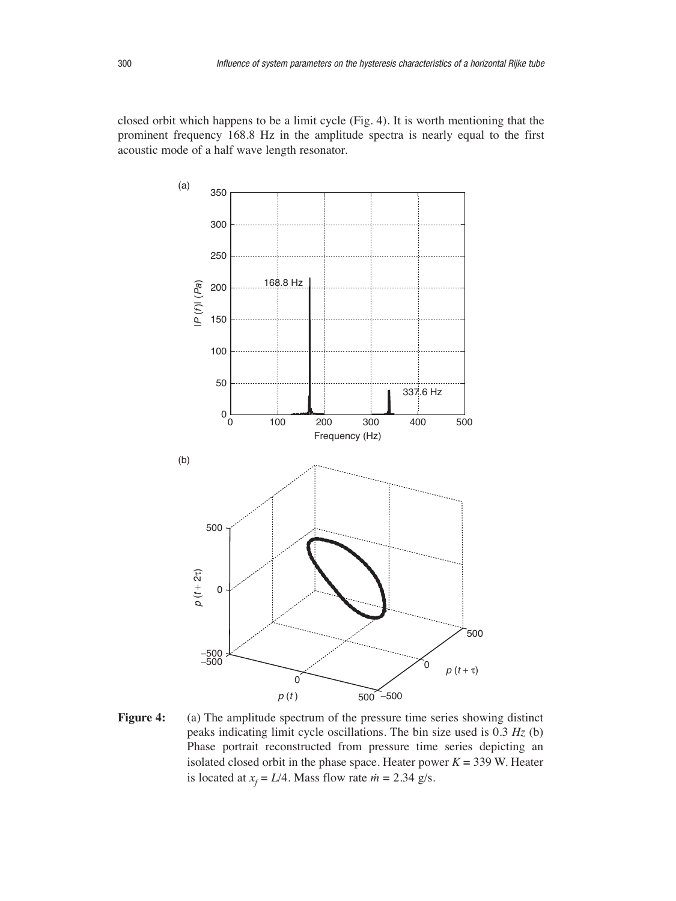closed orbit which happens to be a limit cycle (Fig. 4). It is worth mentioning that the prominent frequency 168.8 Hz in the amplitude spectra is nearly equal to the first acoustic mode of a half wave length resonator.

**Figure 4:** (a) The amplitude spectrum of the pressure time series showing distinct peaks indicating limit cycle oscillations. The bin size used is 0.3 *Hz* (b) Phase portrait reconstructed from pressure time series depicting an isolated closed orbit in the phase space. Heater power $K = 339$ W. Heater is located at $x_f = L/4$. Mass flow rate $\dot{m} = 2.34$ g/s.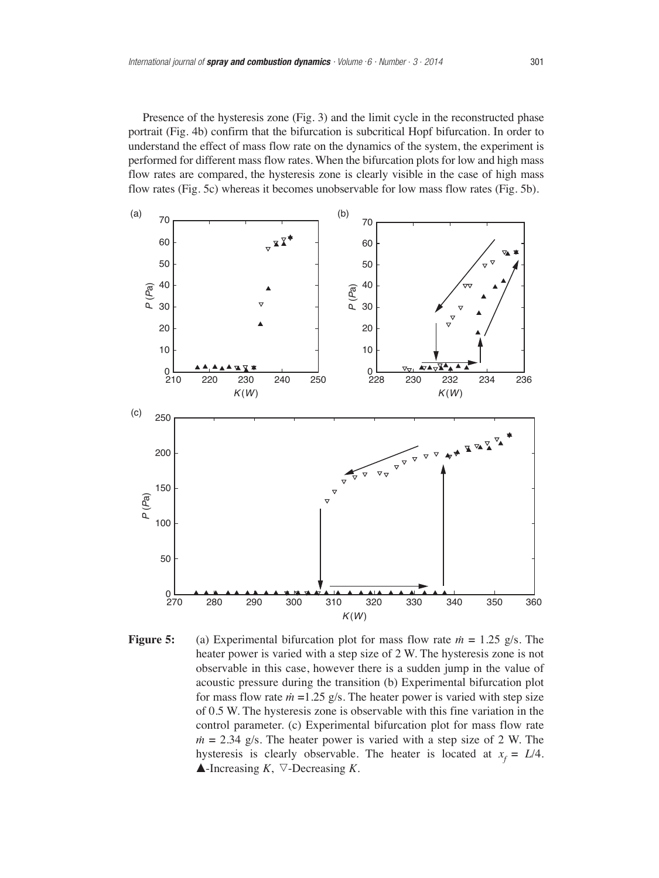Presence of the hysteresis zone (Fig. 3) and the limit cycle in the reconstructed phase portrait (Fig. 4b) confirm that the bifurcation is subcritical Hopf bifurcation. In order to understand the effect of mass flow rate on the dynamics of the system, the experiment is performed for different mass flow rates. When the bifurcation plots for low and high mass flow rates are compared, the hysteresis zone is clearly visible in the case of high mass flow rates (Fig. 5c) whereas it becomes unobservable for low mass flow rates (Fig. 5b).

**Figure 5:** (a) Experimental bifurcation plot for mass flow rate $\dot{m}$ = 1.25 g/s. The heater power is varied with a step size of 2 W. The hysteresis zone is not observable in this case, however there is a sudden jump in the value of acoustic pressure during the transition (b) Experimental bifurcation plot for mass flow rate $\dot{m}$ =1.25 g/s. The heater power is varied with step size of 0.5 W. The hysteresis zone is observable with this fine variation in the control parameter. (c) Experimental bifurcation plot for mass flow rate $\dot{m}$ = 2.34 g/s. The heater power is varied with a step size of 2 W. The hysteresis is clearly observable. The heater is located at $x_f = L/4$. ▲-Increasing $K$, ▽-Decreasing $K$.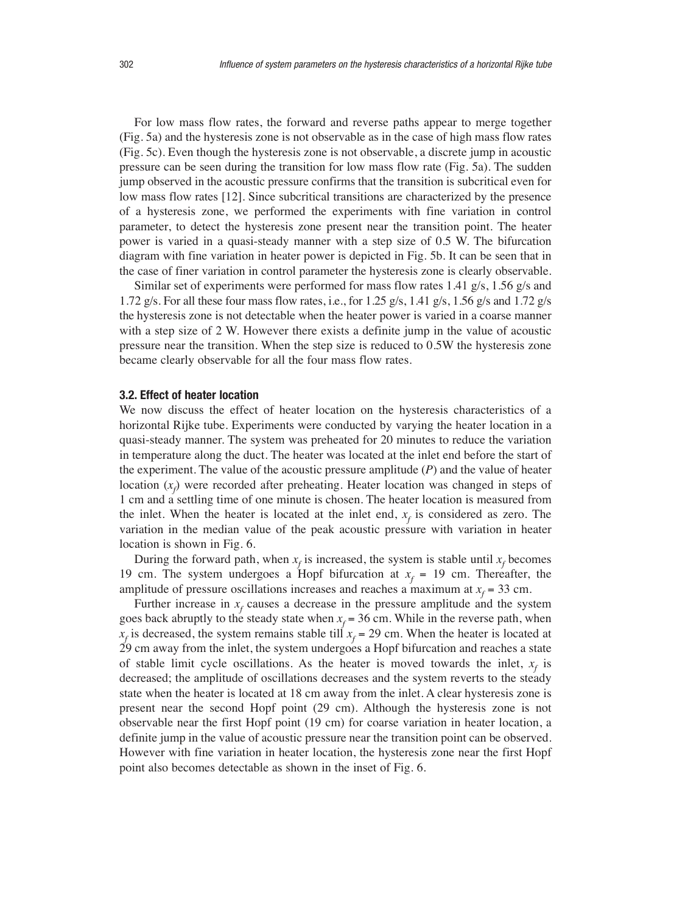For low mass flow rates, the forward and reverse paths appear to merge together (Fig. 5a) and the hysteresis zone is not observable as in the case of high mass flow rates (Fig. 5c). Even though the hysteresis zone is not observable, a discrete jump in acoustic pressure can be seen during the transition for low mass flow rate (Fig. 5a). The sudden jump observed in the acoustic pressure confirms that the transition is subcritical even for low mass flow rates [12]. Since subcritical transitions are characterized by the presence of a hysteresis zone, we performed the experiments with fine variation in control parameter, to detect the hysteresis zone present near the transition point. The heater power is varied in a quasi-steady manner with a step size of 0.5 W. The bifurcation diagram with fine variation in heater power is depicted in Fig. 5b. It can be seen that in the case of finer variation in control parameter the hysteresis zone is clearly observable.

Similar set of experiments were performed for mass flow rates 1.41 g/s, 1.56 g/s and 1.72 g/s. For all these four mass flow rates, i.e., for 1.25 g/s, 1.41 g/s, 1.56 g/s and 1.72 g/s the hysteresis zone is not detectable when the heater power is varied in a coarse manner with a step size of 2 W. However there exists a definite jump in the value of acoustic pressure near the transition. When the step size is reduced to 0.5W the hysteresis zone became clearly observable for all the four mass flow rates.

### 3.2. Effect of heater location

We now discuss the effect of heater location on the hysteresis characteristics of a horizontal Rijke tube. Experiments were conducted by varying the heater location in a quasi-steady manner. The system was preheated for 20 minutes to reduce the variation in temperature along the duct. The heater was located at the inlet end before the start of the experiment. The value of the acoustic pressure amplitude (*P*) and the value of heater location ($x_f$) were recorded after preheating. Heater location was changed in steps of 1 cm and a settling time of one minute is chosen. The heater location is measured from the inlet. When the heater is located at the inlet end, $x_f$ is considered as zero. The variation in the median value of the peak acoustic pressure with variation in heater location is shown in Fig. 6.

During the forward path, when $x_f$ is increased, the system is stable until $x_f$ becomes 19 cm. The system undergoes a Hopf bifurcation at $x_f$ = 19 cm. Thereafter, the amplitude of pressure oscillations increases and reaches a maximum at $x_f$ = 33 cm.

Further increase in $x_f$ causes a decrease in the pressure amplitude and the system goes back abruptly to the steady state when $x_f$ = 36 cm. While in the reverse path, when $x_f$ is decreased, the system remains stable till $x_f$ = 29 cm. When the heater is located at 29 cm away from the inlet, the system undergoes a Hopf bifurcation and reaches a state of stable limit cycle oscillations. As the heater is moved towards the inlet, $x_f$ is decreased; the amplitude of oscillations decreases and the system reverts to the steady state when the heater is located at 18 cm away from the inlet. A clear hysteresis zone is present near the second Hopf point (29 cm). Although the hysteresis zone is not observable near the first Hopf point (19 cm) for coarse variation in heater location, a definite jump in the value of acoustic pressure near the transition point can be observed. However with fine variation in heater location, the hysteresis zone near the first Hopf point also becomes detectable as shown in the inset of Fig. 6.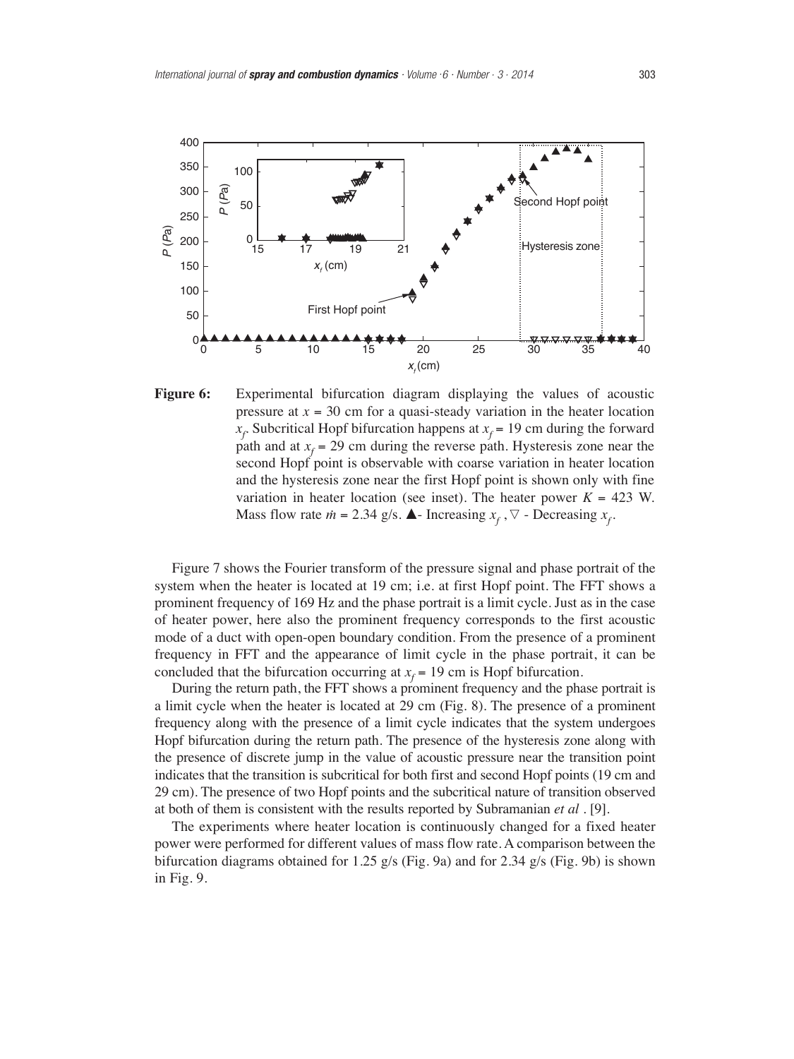**Figure 6:** Experimental bifurcation diagram displaying the values of acoustic pressure at $x = 30$ cm for a quasi-steady variation in the heater location $x_f$. Subcritical Hopf bifurcation happens at $x_f = 19$ cm during the forward path and at $x_f = 29$ cm during the reverse path. Hysteresis zone near the second Hopf point is observable with coarse variation in heater location and the hysteresis zone near the first Hopf point is shown only with fine variation in heater location (see inset). The heater power $K = 423$ W. Mass flow rate $\dot{m} = 2.34$ g/s. ▲- Increasing $x_f$, ▽ - Decreasing $x_f$.

Figure 7 shows the Fourier transform of the pressure signal and phase portrait of the system when the heater is located at 19 cm; i.e. at first Hopf point. The FFT shows a prominent frequency of 169 Hz and the phase portrait is a limit cycle. Just as in the case of heater power, here also the prominent frequency corresponds to the first acoustic mode of a duct with open-open boundary condition. From the presence of a prominent frequency in FFT and the appearance of limit cycle in the phase portrait, it can be concluded that the bifurcation occurring at $x_f = 19$ cm is Hopf bifurcation.

During the return path, the FFT shows a prominent frequency and the phase portrait is a limit cycle when the heater is located at 29 cm (Fig. 8). The presence of a prominent frequency along with the presence of a limit cycle indicates that the system undergoes Hopf bifurcation during the return path. The presence of the hysteresis zone along with the presence of discrete jump in the value of acoustic pressure near the transition point indicates that the transition is subcritical for both first and second Hopf points (19 cm and 29 cm). The presence of two Hopf points and the subcritical nature of transition observed at both of them is consistent with the results reported by Subramanian *et al* . [9].

The experiments where heater location is continuously changed for a fixed heater power were performed for different values of mass flow rate. A comparison between the bifurcation diagrams obtained for 1.25 g/s (Fig. 9a) and for 2.34 g/s (Fig. 9b) is shown in Fig. 9.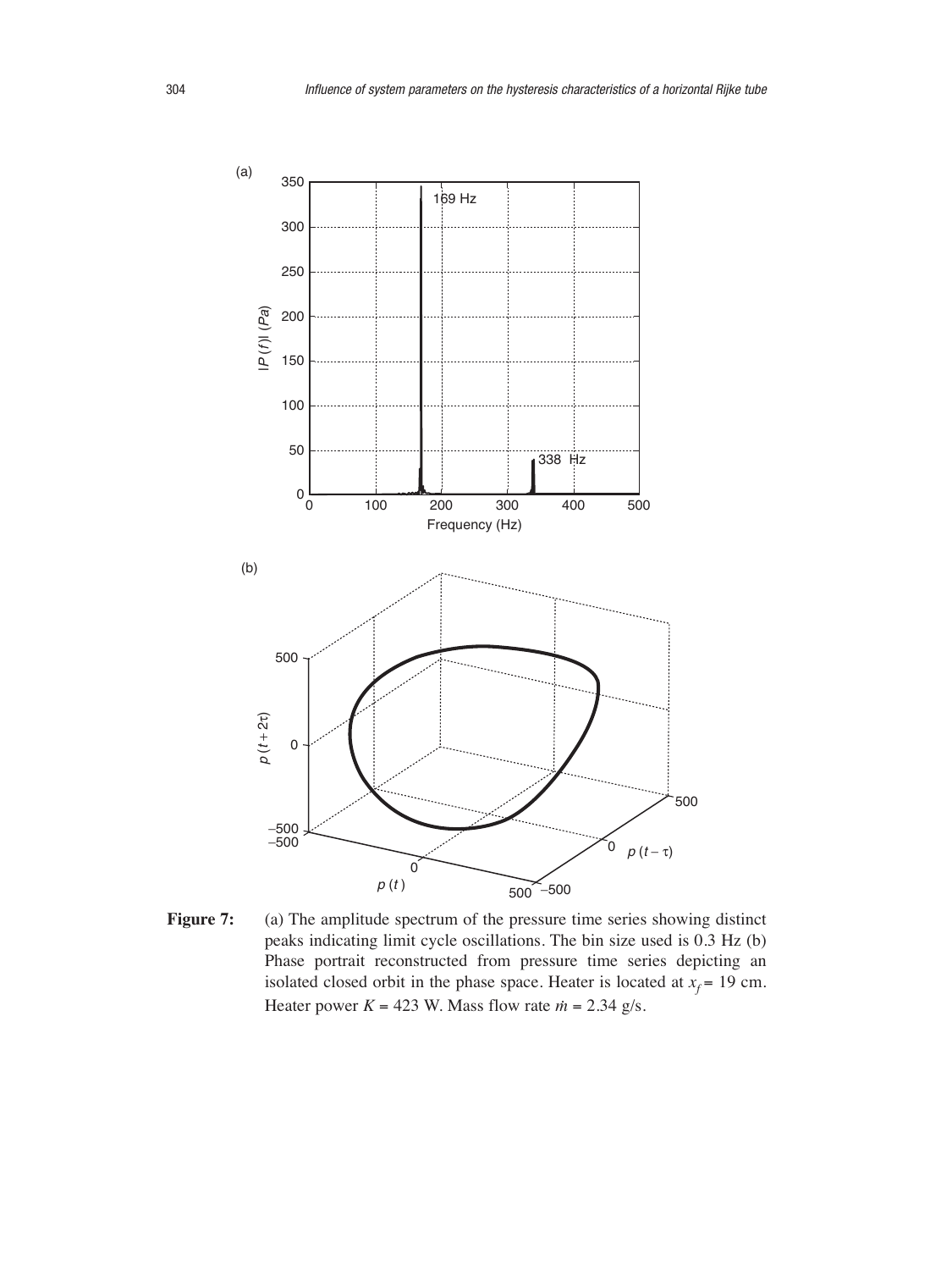**Figure 7:** (a) The amplitude spectrum of the pressure time series showing distinct peaks indicating limit cycle oscillations. The bin size used is 0.3 Hz (b) Phase portrait reconstructed from pressure time series depicting an isolated closed orbit in the phase space. Heater is located at $x_f = 19$ cm. Heater power $K = 423$ W. Mass flow rate $\dot{m} = 2.34$ g/s.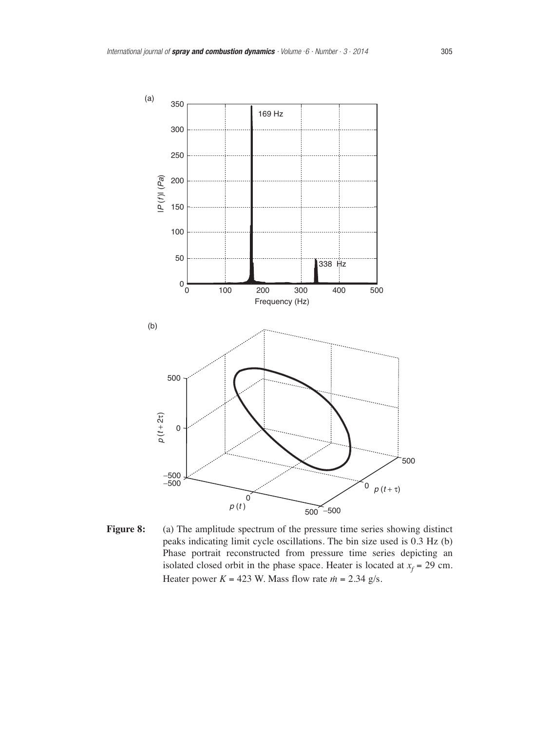**Figure 8:** (a) The amplitude spectrum of the pressure time series showing distinct peaks indicating limit cycle oscillations. The bin size used is 0.3 Hz (b) Phase portrait reconstructed from pressure time series depicting an isolated closed orbit in the phase space. Heater is located at $x_f$ = 29 cm. Heater power $K$ = 423 W. Mass flow rate $\dot{m}$ = 2.34 g/s.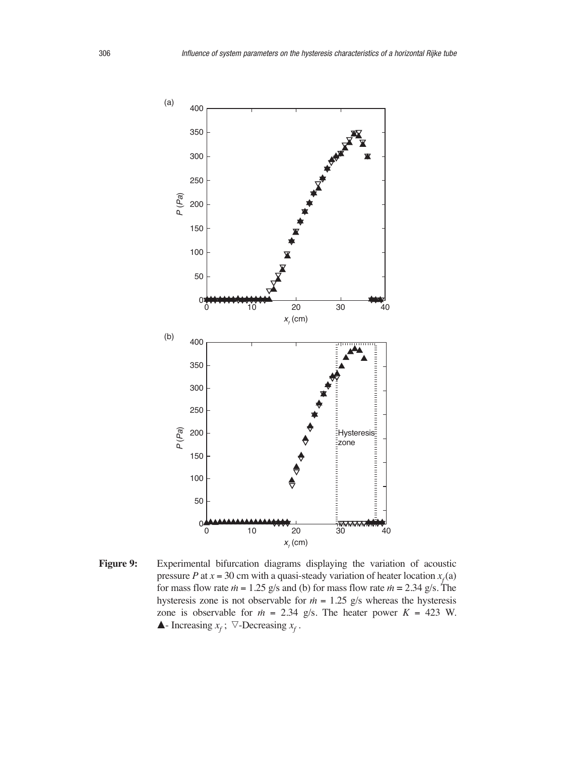**Figure 9:** Experimental bifurcation diagrams displaying the variation of acoustic pressure $P$ at $x = 30$ cm with a quasi-steady variation of heater location $x_f$ (a) for mass flow rate $\dot{m} = 1.25$ g/s and (b) for mass flow rate $\dot{m} = 2.34$ g/s. The hysteresis zone is not observable for $\dot{m} = 1.25$ g/s whereas the hysteresis zone is observable for $\dot{m} = 2.34$ g/s. The heater power $K = 423$ W. ▲- Increasing $x_f$; ▽-Decreasing $x_f$.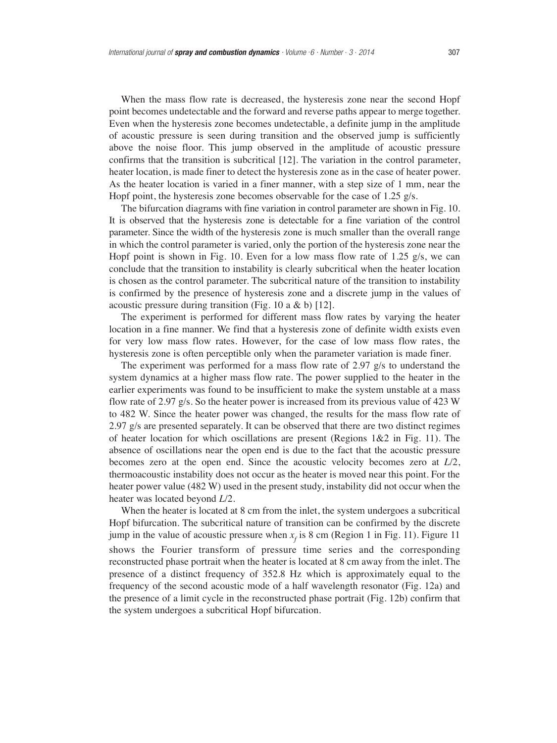When the mass flow rate is decreased, the hysteresis zone near the second Hopf point becomes undetectable and the forward and reverse paths appear to merge together. Even when the hysteresis zone becomes undetectable, a definite jump in the amplitude of acoustic pressure is seen during transition and the observed jump is sufficiently above the noise floor. This jump observed in the amplitude of acoustic pressure confirms that the transition is subcritical [12]. The variation in the control parameter, heater location, is made finer to detect the hysteresis zone as in the case of heater power. As the heater location is varied in a finer manner, with a step size of 1 mm, near the Hopf point, the hysteresis zone becomes observable for the case of 1.25 g/s.

The bifurcation diagrams with fine variation in control parameter are shown in Fig. 10. It is observed that the hysteresis zone is detectable for a fine variation of the control parameter. Since the width of the hysteresis zone is much smaller than the overall range in which the control parameter is varied, only the portion of the hysteresis zone near the Hopf point is shown in Fig. 10. Even for a low mass flow rate of 1.25 g/s, we can conclude that the transition to instability is clearly subcritical when the heater location is chosen as the control parameter. The subcritical nature of the transition to instability is confirmed by the presence of hysteresis zone and a discrete jump in the values of acoustic pressure during transition (Fig. 10 a & b) [12].

The experiment is performed for different mass flow rates by varying the heater location in a fine manner. We find that a hysteresis zone of definite width exists even for very low mass flow rates. However, for the case of low mass flow rates, the hysteresis zone is often perceptible only when the parameter variation is made finer.

The experiment was performed for a mass flow rate of 2.97 g/s to understand the system dynamics at a higher mass flow rate. The power supplied to the heater in the earlier experiments was found to be insufficient to make the system unstable at a mass flow rate of 2.97 g/s. So the heater power is increased from its previous value of 423 W to 482 W. Since the heater power was changed, the results for the mass flow rate of 2.97 g/s are presented separately. It can be observed that there are two distinct regimes of heater location for which oscillations are present (Regions 1&2 in Fig. 11). The absence of oscillations near the open end is due to the fact that the acoustic pressure becomes zero at the open end. Since the acoustic velocity becomes zero at $L/2$, thermoacoustic instability does not occur as the heater is moved near this point. For the heater power value (482 W) used in the present study, instability did not occur when the heater was located beyond $L/2$.

When the heater is located at 8 cm from the inlet, the system undergoes a subcritical Hopf bifurcation. The subcritical nature of transition can be confirmed by the discrete jump in the value of acoustic pressure when $x_f$ is 8 cm (Region 1 in Fig. 11). Figure 11 shows the Fourier transform of pressure time series and the corresponding reconstructed phase portrait when the heater is located at 8 cm away from the inlet. The presence of a distinct frequency of 352.8 Hz which is approximately equal to the frequency of the second acoustic mode of a half wavelength resonator (Fig. 12a) and the presence of a limit cycle in the reconstructed phase portrait (Fig. 12b) confirm that the system undergoes a subcritical Hopf bifurcation.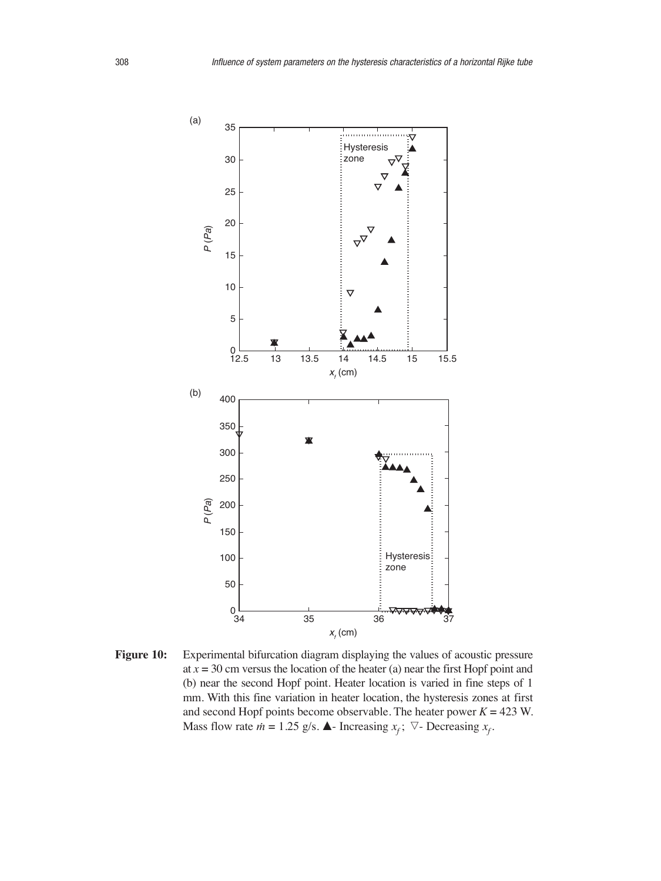**Figure 10:** Experimental bifurcation diagram displaying the values of acoustic pressure at $x = 30$ cm versus the location of the heater (a) near the first Hopf point and (b) near the second Hopf point. Heater location is varied in fine steps of 1 mm. With this fine variation in heater location, the hysteresis zones at first and second Hopf points become observable. The heater power $K = 423$ W. Mass flow rate $\dot{m} = 1.25$ g/s. ▲- Increasing $x_f$; ▽- Decreasing $x_f$.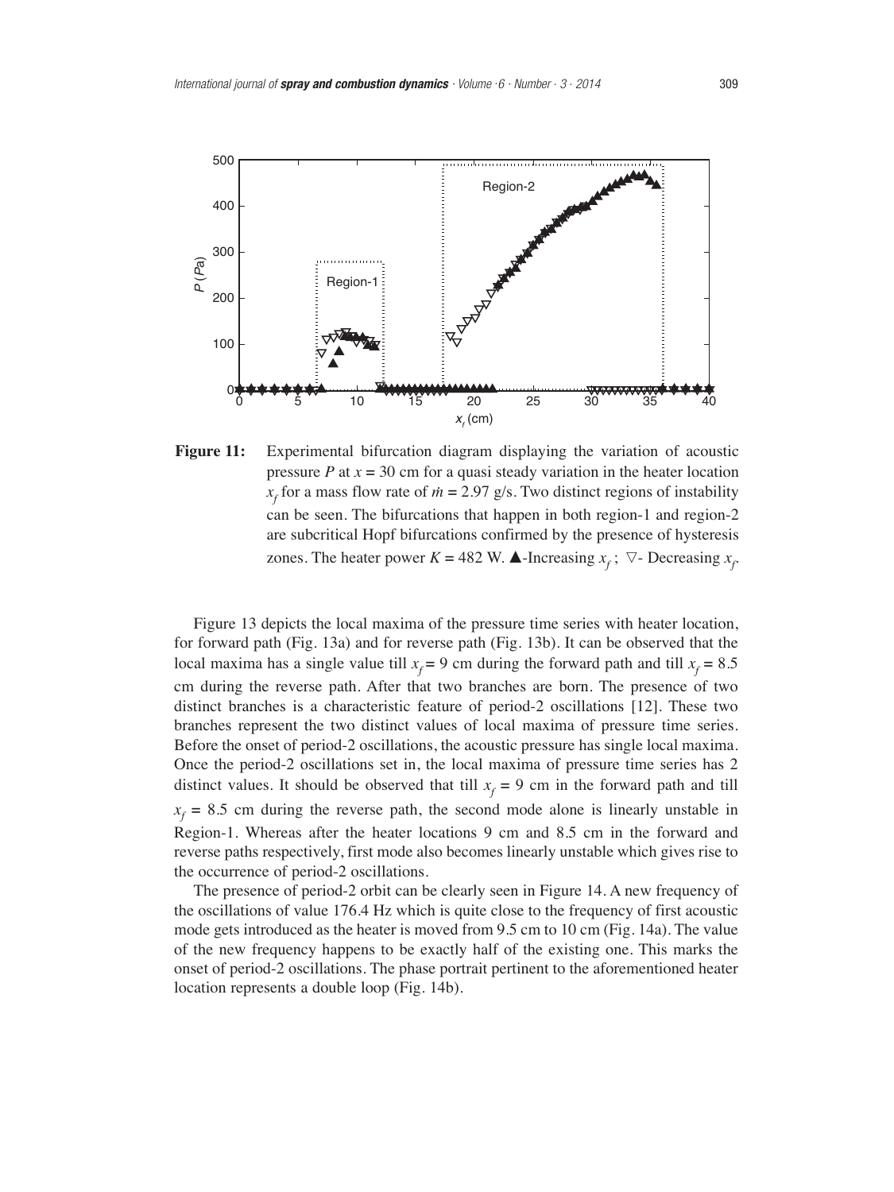**Figure 11:** Experimental bifurcation diagram displaying the variation of acoustic pressure $P$ at $x = 30$ cm for a quasi steady variation in the heater location $x_f$ for a mass flow rate of $\dot{m} = 2.97$ g/s. Two distinct regions of instability can be seen. The bifurcations that happen in both region-1 and region-2 are subcritical Hopf bifurcations confirmed by the presence of hysteresis zones. The heater power $K = 482$ W. ▲-Increasing $x_f$ ; ▽- Decreasing $x_f$.

Figure 13 depicts the local maxima of the pressure time series with heater location, for forward path (Fig. 13a) and for reverse path (Fig. 13b). It can be observed that the local maxima has a single value till $x_f = 9$ cm during the forward path and till $x_f = 8.5$ cm during the reverse path. After that two branches are born. The presence of two distinct branches is a characteristic feature of period-2 oscillations [12]. These two branches represent the two distinct values of local maxima of pressure time series. Before the onset of period-2 oscillations, the acoustic pressure has single local maxima. Once the period-2 oscillations set in, the local maxima of pressure time series has 2 distinct values. It should be observed that till $x_f = 9$ cm in the forward path and till $x_f = 8.5$ cm during the reverse path, the second mode alone is linearly unstable in Region-1. Whereas after the heater locations 9 cm and 8.5 cm in the forward and reverse paths respectively, first mode also becomes linearly unstable which gives rise to the occurrence of period-2 oscillations.

The presence of period-2 orbit can be clearly seen in Figure 14. A new frequency of the oscillations of value 176.4 Hz which is quite close to the frequency of first acoustic mode gets introduced as the heater is moved from 9.5 cm to 10 cm (Fig. 14a). The value of the new frequency happens to be exactly half of the existing one. This marks the onset of period-2 oscillations. The phase portrait pertinent to the aforementioned heater location represents a double loop (Fig. 14b).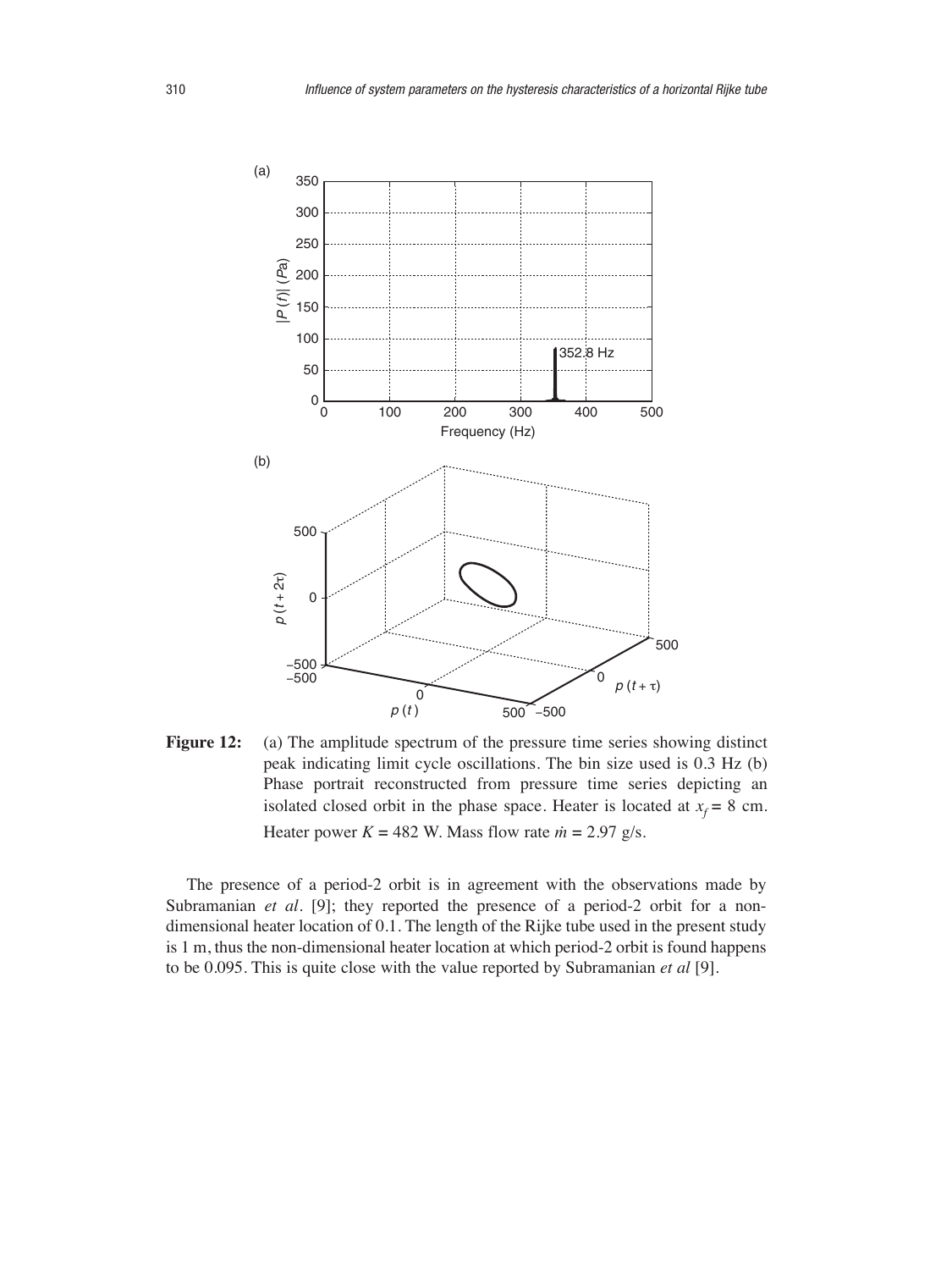**Figure 12:** (a) The amplitude spectrum of the pressure time series showing distinct peak indicating limit cycle oscillations. The bin size used is 0.3 Hz (b) Phase portrait reconstructed from pressure time series depicting an isolated closed orbit in the phase space. Heater is located at $x_f = 8$ cm. Heater power $K = 482$ W. Mass flow rate $\dot{m} = 2.97$ g/s.

The presence of a period-2 orbit is in agreement with the observations made by Subramanian *et al*. [9]; they reported the presence of a period-2 orbit for a non-dimensional heater location of 0.1. The length of the Rijke tube used in the present study is 1 m, thus the non-dimensional heater location at which period-2 orbit is found happens to be 0.095. This is quite close with the value reported by Subramanian *et al* [9].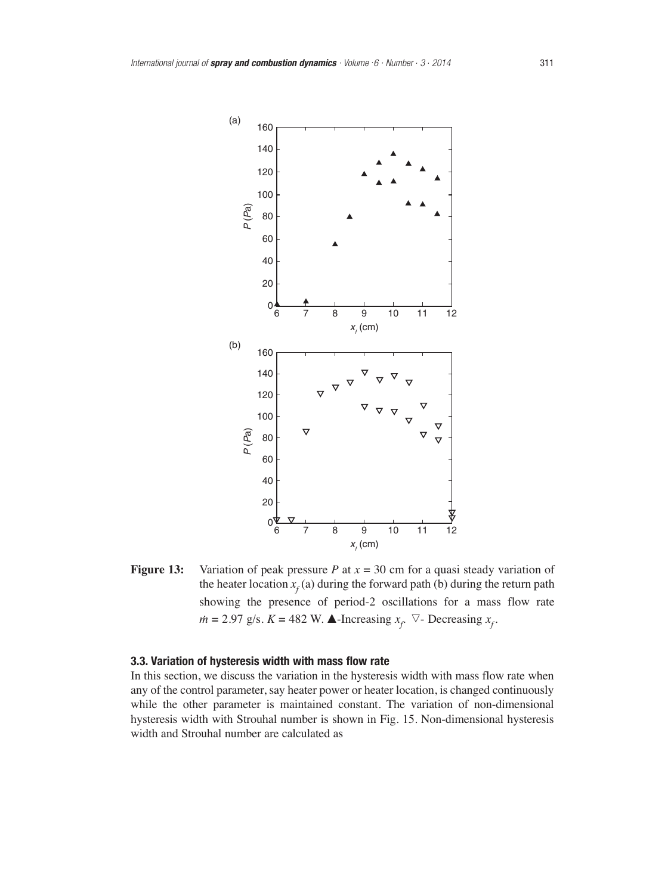**Figure 13:** Variation of peak pressure $P$ at $x$ = 30 cm for a quasi steady variation of the heater location $x_f$ (a) during the forward path (b) during the return path showing the presence of period-2 oscillations for a mass flow rate $\dot{m}$ = 2.97 g/s. $K$ = 482 W. ▲-Increasing $x_f$. ▽- Decreasing $x_f$.

### 3.3. Variation of hysteresis width with mass flow rate

In this section, we discuss the variation in the hysteresis width with mass flow rate when any of the control parameter, say heater power or heater location, is changed continuously while the other parameter is maintained constant. The variation of non-dimensional hysteresis width with Strouhal number is shown in Fig. 15. Non-dimensional hysteresis width and Strouhal number are calculated as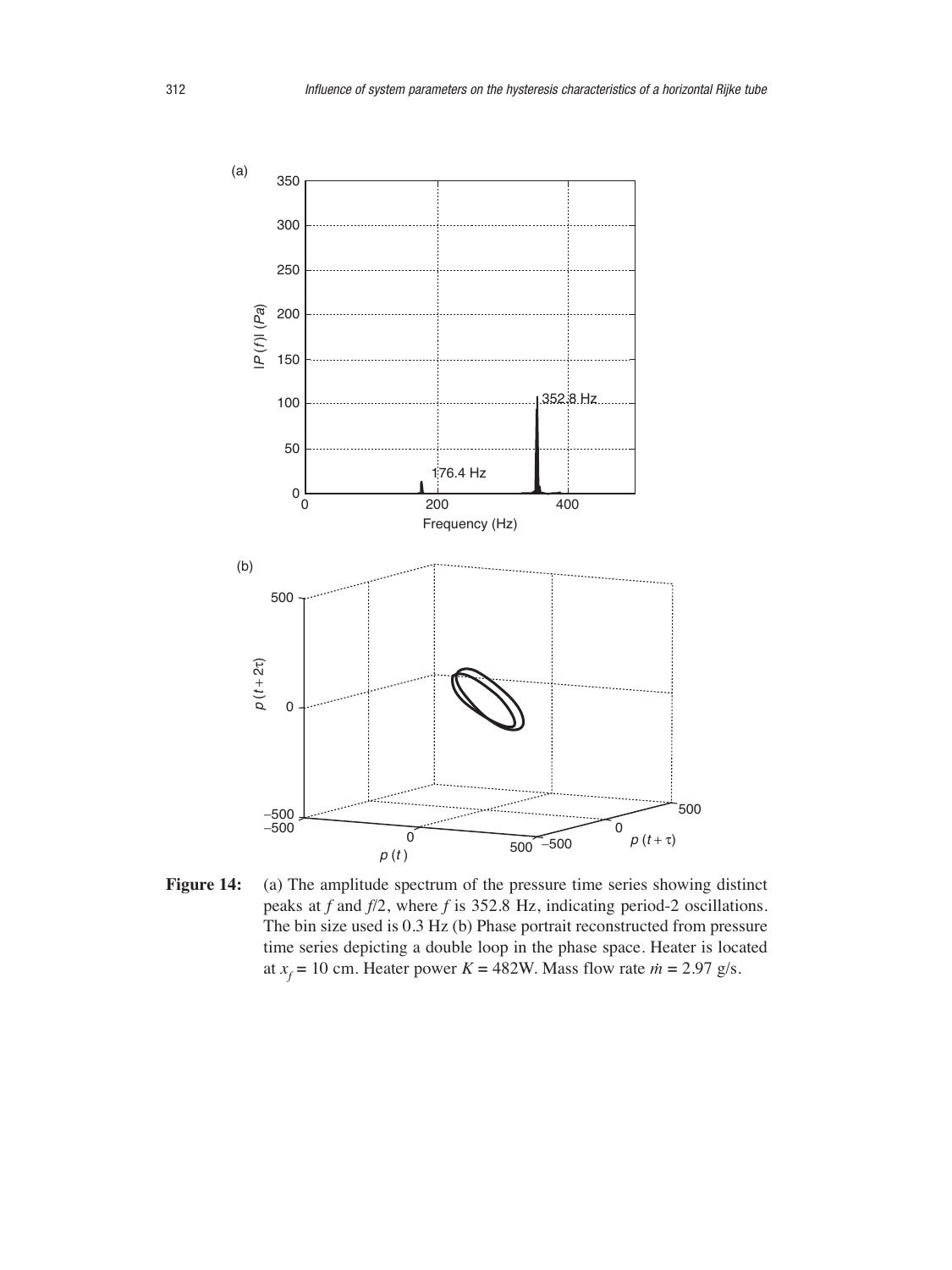**Figure 14:** (a) The amplitude spectrum of the pressure time series showing distinct peaks at $f$ and $f/2$, where $f$ is 352.8 Hz, indicating period-2 oscillations. The bin size used is 0.3 Hz (b) Phase portrait reconstructed from pressure time series depicting a double loop in the phase space. Heater is located at $x_f$ = 10 cm. Heater power $K$ = 482W. Mass flow rate $\dot{m}$ = 2.97 g/s.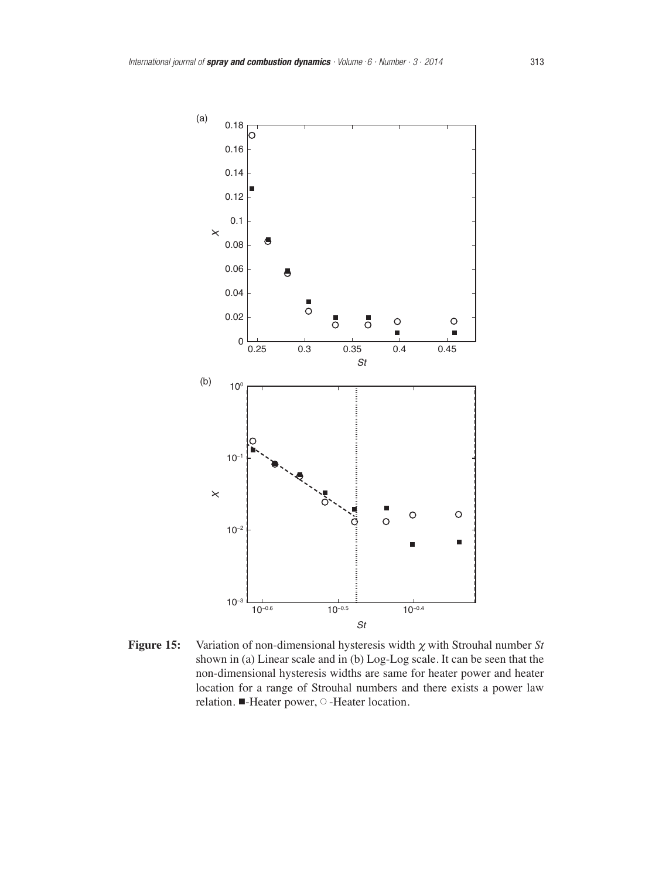**Figure 15:** Variation of non-dimensional hysteresis width $\chi$ with Strouhal number *St* shown in (a) Linear scale and in (b) Log-Log scale. It can be seen that the non-dimensional hysteresis widths are same for heater power and heater location for a range of Strouhal numbers and there exists a power law relation. ■-Heater power, ○-Heater location.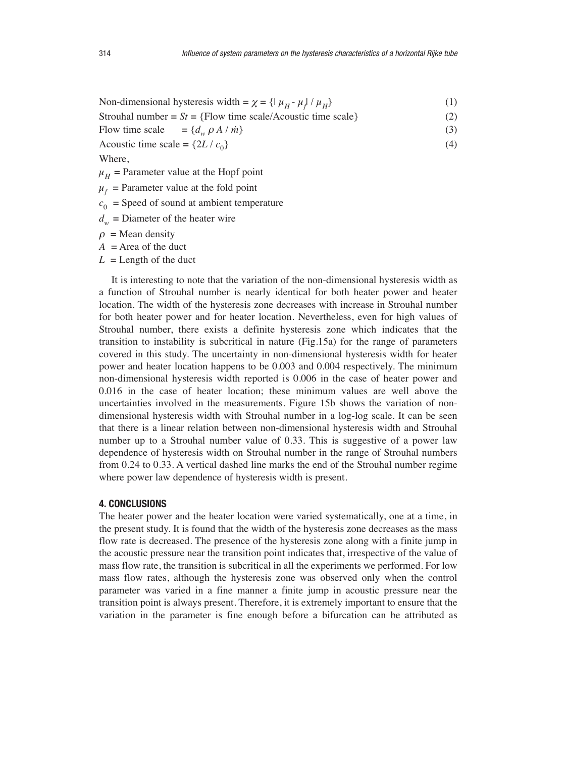Non-dimensional hysteresis width = $\chi = \{|\mu_H - \mu_f| / \mu_H\}$ (1)

Strouhal number = $St$ = {Flow time scale/Acoustic time scale} (2)

Flow time scale = $\{d_w \rho A / \dot{m}\}$ (3)

Acoustic time scale = $\{2L / c_0\}$ (4)

Where,

$\mu_H$ = Parameter value at the Hopf point

$\mu_f$ = Parameter value at the fold point

$c_0$ = Speed of sound at ambient temperature

$d_w$ = Diameter of the heater wire

$\rho$ = Mean density

$A$ = Area of the duct

$L$ = Length of the duct

It is interesting to note that the variation of the non-dimensional hysteresis width as a function of Strouhal number is nearly identical for both heater power and heater location. The width of the hysteresis zone decreases with increase in Strouhal number for both heater power and for heater location. Nevertheless, even for high values of Strouhal number, there exists a definite hysteresis zone which indicates that the transition to instability is subcritical in nature (Fig.15a) for the range of parameters covered in this study. The uncertainty in non-dimensional hysteresis width for heater power and heater location happens to be 0.003 and 0.004 respectively. The minimum non-dimensional hysteresis width reported is 0.006 in the case of heater power and 0.016 in the case of heater location; these minimum values are well above the uncertainties involved in the measurements. Figure 15b shows the variation of non-dimensional hysteresis width with Strouhal number in a log-log scale. It can be seen that there is a linear relation between non-dimensional hysteresis width and Strouhal number up to a Strouhal number value of 0.33. This is suggestive of a power law dependence of hysteresis width on Strouhal number in the range of Strouhal numbers from 0.24 to 0.33. A vertical dashed line marks the end of the Strouhal number regime where power law dependence of hysteresis width is present.

## 4. CONCLUSIONS

The heater power and the heater location were varied systematically, one at a time, in the present study. It is found that the width of the hysteresis zone decreases as the mass flow rate is decreased. The presence of the hysteresis zone along with a finite jump in the acoustic pressure near the transition point indicates that, irrespective of the value of mass flow rate, the transition is subcritical in all the experiments we performed. For low mass flow rates, although the hysteresis zone was observed only when the control parameter was varied in a fine manner a finite jump in acoustic pressure near the transition point is always present. Therefore, it is extremely important to ensure that the variation in the parameter is fine enough before a bifurcation can be attributed as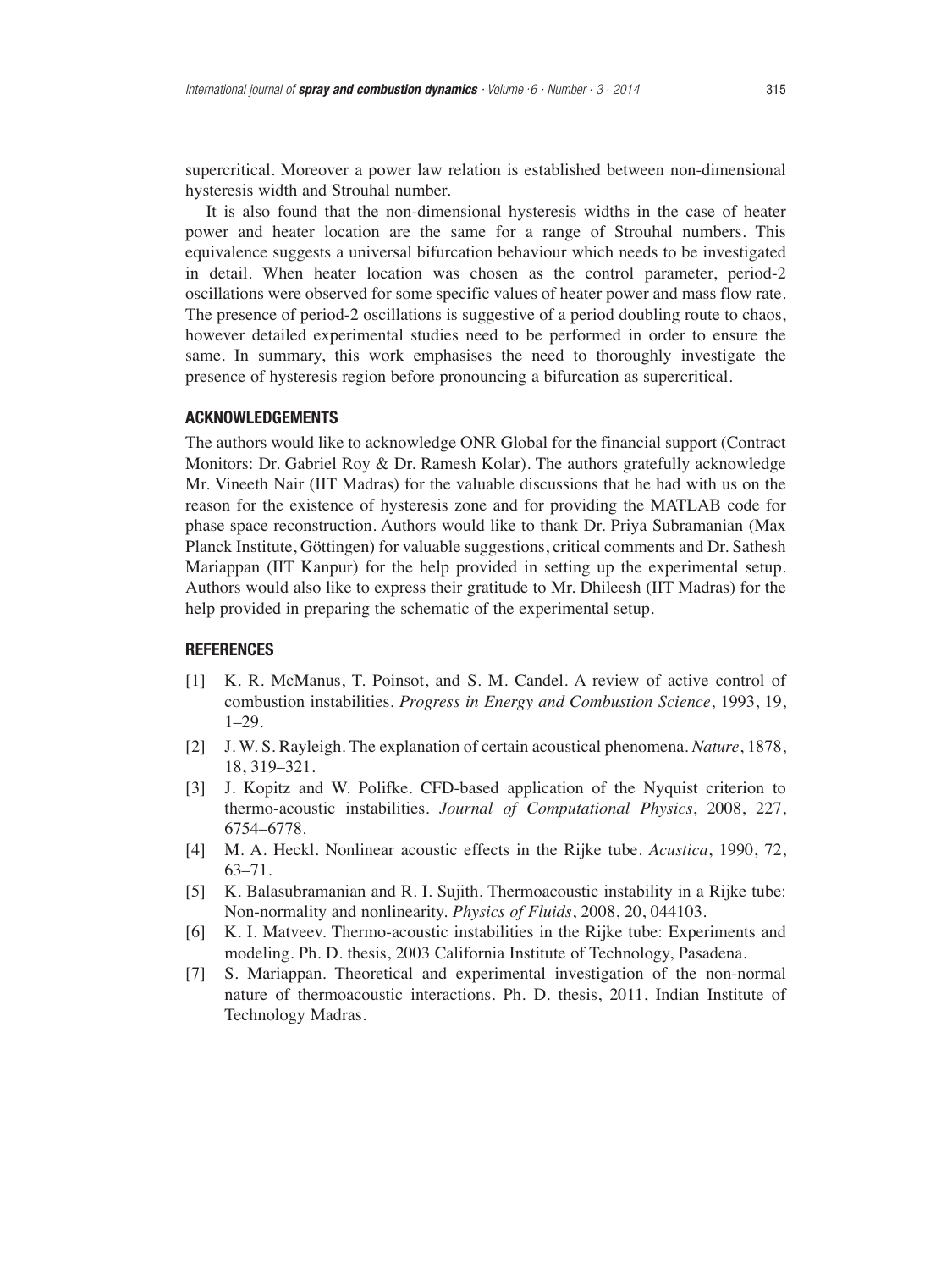supercritical. Moreover a power law relation is established between non-dimensional hysteresis width and Strouhal number.

It is also found that the non-dimensional hysteresis widths in the case of heater power and heater location are the same for a range of Strouhal numbers. This equivalence suggests a universal bifurcation behaviour which needs to be investigated in detail. When heater location was chosen as the control parameter, period-2 oscillations were observed for some specific values of heater power and mass flow rate. The presence of period-2 oscillations is suggestive of a period doubling route to chaos, however detailed experimental studies need to be performed in order to ensure the same. In summary, this work emphasises the need to thoroughly investigate the presence of hysteresis region before pronouncing a bifurcation as supercritical.

## ACKNOWLEDGEMENTS

The authors would like to acknowledge ONR Global for the financial support (Contract Monitors: Dr. Gabriel Roy & Dr. Ramesh Kolar). The authors gratefully acknowledge Mr. Vineeth Nair (IIT Madras) for the valuable discussions that he had with us on the reason for the existence of hysteresis zone and for providing the MATLAB code for phase space reconstruction. Authors would like to thank Dr. Priya Subramanian (Max Planck Institute, Göttingen) for valuable suggestions, critical comments and Dr. Sathesh Mariappan (IIT Kanpur) for the help provided in setting up the experimental setup. Authors would also like to express their gratitude to Mr. Dhileesh (IIT Madras) for the help provided in preparing the schematic of the experimental setup.

## REFERENCES

[1] K. R. McManus, T. Poinsot, and S. M. Candel. A review of active control of combustion instabilities. *Progress in Energy and Combustion Science*, 1993, 19, 1–29.

[2] J. W. S. Rayleigh. The explanation of certain acoustical phenomena. *Nature*, 1878, 18, 319–321.

[3] J. Kopitz and W. Polifke. CFD-based application of the Nyquist criterion to thermo-acoustic instabilities. *Journal of Computational Physics*, 2008, 227, 6754–6778.

[4] M. A. Heckl. Nonlinear acoustic effects in the Rijke tube. *Acustica*, 1990, 72, 63–71.

[5] K. Balasubramanian and R. I. Sujith. Thermoacoustic instability in a Rijke tube: Non-normality and nonlinearity. *Physics of Fluids*, 2008, 20, 044103.

[6] K. I. Matveev. Thermo-acoustic instabilities in the Rijke tube: Experiments and modeling. Ph. D. thesis, 2003 California Institute of Technology, Pasadena.

[7] S. Mariappan. Theoretical and experimental investigation of the non-normal nature of thermoacoustic interactions. Ph. D. thesis, 2011, Indian Institute of Technology Madras.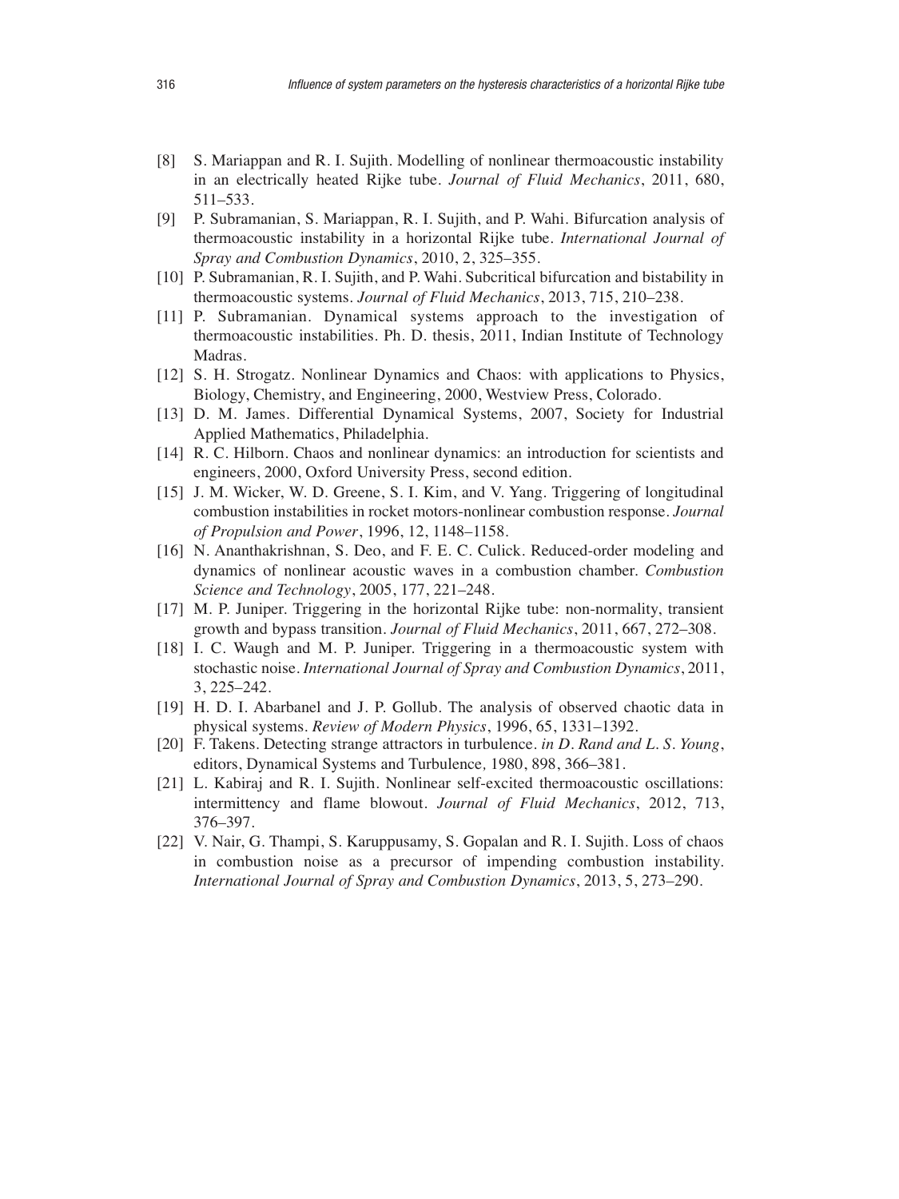[8] S. Mariappan and R. I. Sujith. Modelling of nonlinear thermoacoustic instability in an electrically heated Rijke tube. *Journal of Fluid Mechanics*, 2011, 680, 511–533.

[9] P. Subramanian, S. Mariappan, R. I. Sujith, and P. Wahi. Bifurcation analysis of thermoacoustic instability in a horizontal Rijke tube. *International Journal of Spray and Combustion Dynamics*, 2010, 2, 325–355.

[10] P. Subramanian, R. I. Sujith, and P. Wahi. Subcritical bifurcation and bistability in thermoacoustic systems. *Journal of Fluid Mechanics*, 2013, 715, 210–238.

[11] P. Subramanian. Dynamical systems approach to the investigation of thermoacoustic instabilities. Ph. D. thesis, 2011, Indian Institute of Technology Madras.

[12] S. H. Strogatz. Nonlinear Dynamics and Chaos: with applications to Physics, Biology, Chemistry, and Engineering, 2000, Westview Press, Colorado.

[13] D. M. James. Differential Dynamical Systems, 2007, Society for Industrial Applied Mathematics, Philadelphia.

[14] R. C. Hilborn. Chaos and nonlinear dynamics: an introduction for scientists and engineers, 2000, Oxford University Press, second edition.

[15] J. M. Wicker, W. D. Greene, S. I. Kim, and V. Yang. Triggering of longitudinal combustion instabilities in rocket motors-nonlinear combustion response. *Journal of Propulsion and Power*, 1996, 12, 1148–1158.

[16] N. Ananthakrishnan, S. Deo, and F. E. C. Culick. Reduced-order modeling and dynamics of nonlinear acoustic waves in a combustion chamber. *Combustion Science and Technology*, 2005, 177, 221–248.

[17] M. P. Juniper. Triggering in the horizontal Rijke tube: non-normality, transient growth and bypass transition. *Journal of Fluid Mechanics*, 2011, 667, 272–308.

[18] I. C. Waugh and M. P. Juniper. Triggering in a thermoacoustic system with stochastic noise. *International Journal of Spray and Combustion Dynamics*, 2011, 3, 225–242.

[19] H. D. I. Abarbanel and J. P. Gollub. The analysis of observed chaotic data in physical systems. *Review of Modern Physics*, 1996, 65, 1331–1392.

[20] F. Takens. Detecting strange attractors in turbulence. *in D. Rand and L. S. Young*, editors, Dynamical Systems and Turbulence, 1980, 898, 366–381.

[21] L. Kabiraj and R. I. Sujith. Nonlinear self-excited thermoacoustic oscillations: intermittency and flame blowout. *Journal of Fluid Mechanics*, 2012, 713, 376–397.

[22] V. Nair, G. Thampi, S. Karuppusamy, S. Gopalan and R. I. Sujith. Loss of chaos in combustion noise as a precursor of impending combustion instability. *International Journal of Spray and Combustion Dynamics*, 2013, 5, 273–290.